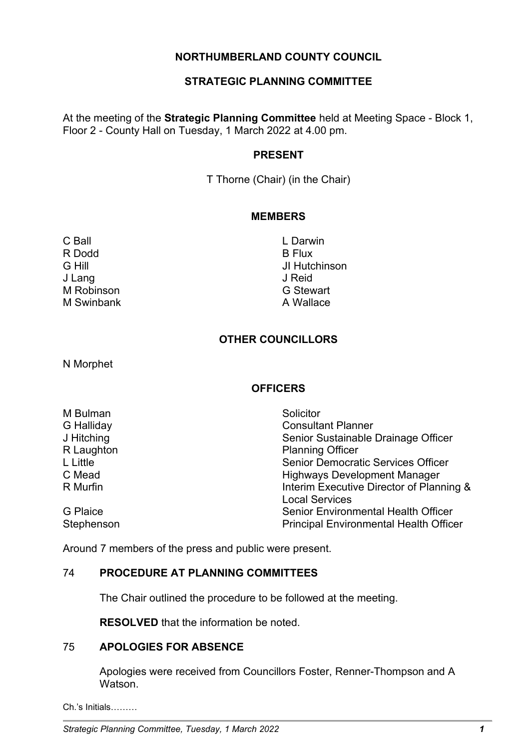# NORTHUMBERLAND COUNTY COUNCIL

## STRATEGIC PLANNING COMMITTEE

At the meeting of the **Strategic Planning Committee** held at Meeting Space - Block 1, Floor 2 - County Hall on Tuesday, 1 March 2022 at 4.00 pm.

### PRESENT

T Thorne (Chair) (in the Chair)

### MEMBERS

| | |
|---|---|
| C Ball | L Darwin |
| R Dodd | B Flux |
| G Hill | JI Hutchinson |
| J Lang | J Reid |
| M Robinson | G Stewart |
| M Swinbank | A Wallace |

### OTHER COUNCILLORS

N Morphet

### OFFICERS

| | |
|---|---|
| M Bulman | Solicitor |
| G Halliday | Consultant Planner |
| J Hitching | Senior Sustainable Drainage Officer |
| R Laughton | Planning Officer |
| L Little | Senior Democratic Services Officer |
| C Mead | Highways Development Manager |
| R Murfin | Interim Executive Director of Planning & Local Services |
| G Plaice | Senior Environmental Health Officer |
| Stephenson | Principal Environmental Health Officer |

Around 7 members of the press and public were present.

### 74 PROCEDURE AT PLANNING COMMITTEES

The Chair outlined the procedure to be followed at the meeting.

**RESOLVED** that the information be noted.

### 75 APOLOGIES FOR ABSENCE

Apologies were received from Councillors Foster, Renner-Thompson and A Watson.

Ch.'s Initials………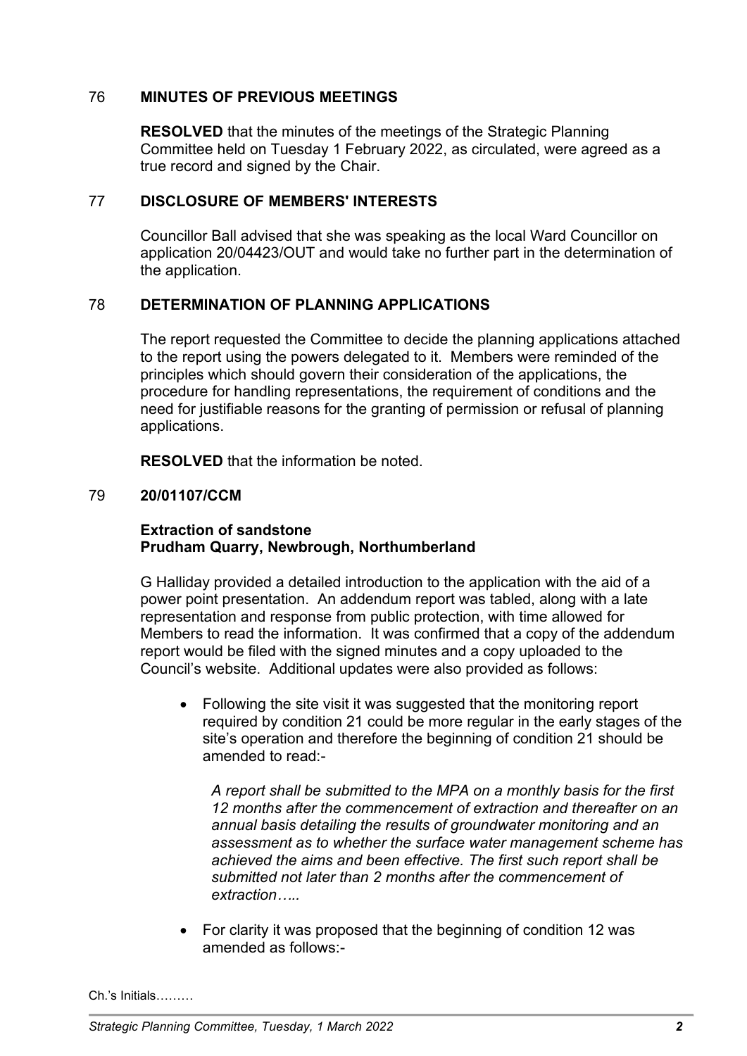## 76 MINUTES OF PREVIOUS MEETINGS

**RESOLVED** that the minutes of the meetings of the Strategic Planning Committee held on Tuesday 1 February 2022, as circulated, were agreed as a true record and signed by the Chair.

## 77 DISCLOSURE OF MEMBERS' INTERESTS

Councillor Ball advised that she was speaking as the local Ward Councillor on application 20/04423/OUT and would take no further part in the determination of the application.

## 78 DETERMINATION OF PLANNING APPLICATIONS

The report requested the Committee to decide the planning applications attached to the report using the powers delegated to it. Members were reminded of the principles which should govern their consideration of the applications, the procedure for handling representations, the requirement of conditions and the need for justifiable reasons for the granting of permission or refusal of planning applications.

**RESOLVED** that the information be noted.

## 79 20/01107/CCM

**Extraction of sandstone**
**Prudham Quarry, Newbrough, Northumberland**

G Halliday provided a detailed introduction to the application with the aid of a power point presentation. An addendum report was tabled, along with a late representation and response from public protection, with time allowed for Members to read the information. It was confirmed that a copy of the addendum report would be filed with the signed minutes and a copy uploaded to the Council's website. Additional updates were also provided as follows:

- Following the site visit it was suggested that the monitoring report required by condition 21 could be more regular in the early stages of the site's operation and therefore the beginning of condition 21 should be amended to read:-

  *A report shall be submitted to the MPA on a monthly basis for the first 12 months after the commencement of extraction and thereafter on an annual basis detailing the results of groundwater monitoring and an assessment as to whether the surface water management scheme has achieved the aims and been effective. The first such report shall be submitted not later than 2 months after the commencement of extraction…..*

- For clarity it was proposed that the beginning of condition 12 was amended as follows:-

Ch.'s Initials………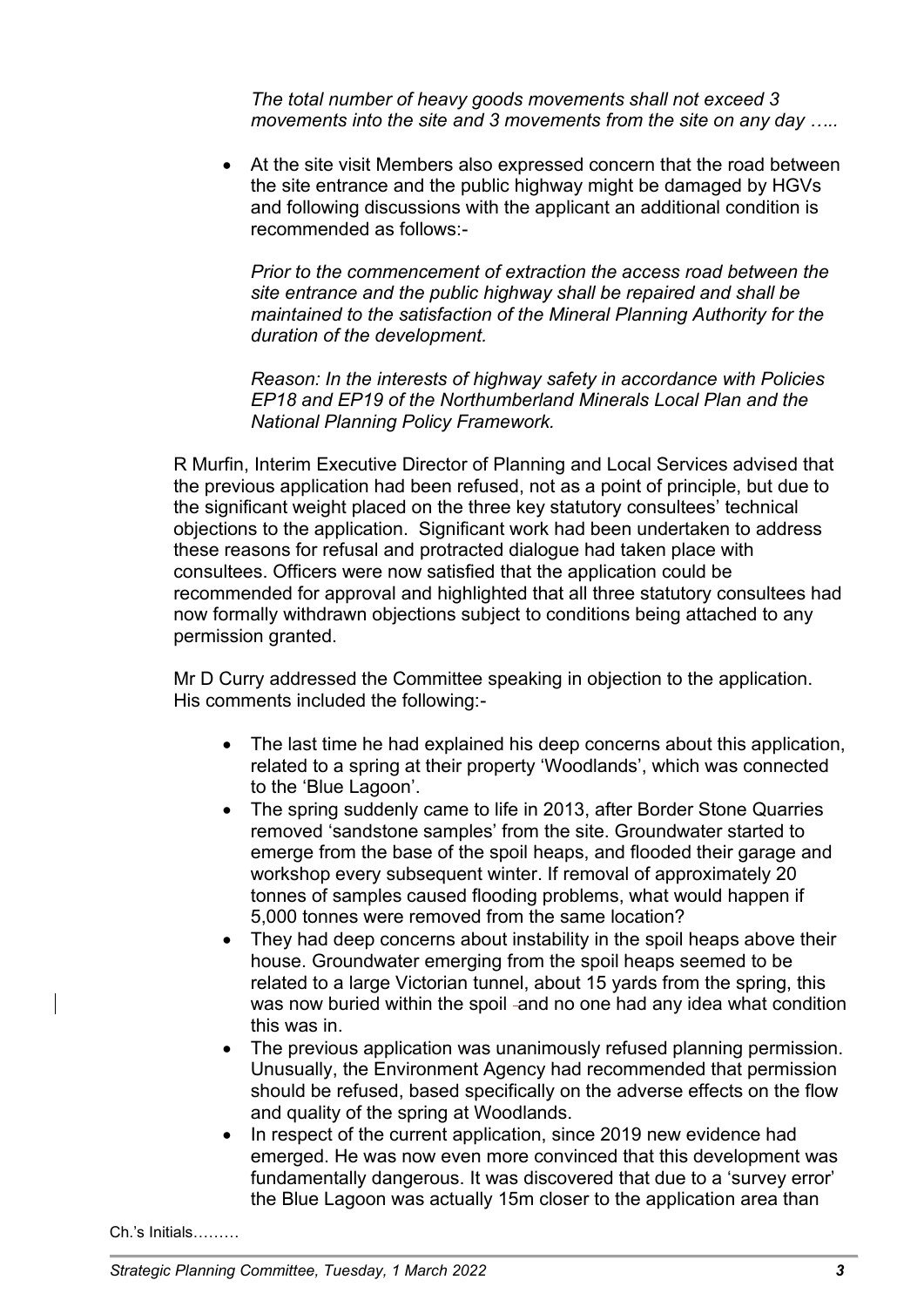*The total number of heavy goods movements shall not exceed 3 movements into the site and 3 movements from the site on any day …..*

- At the site visit Members also expressed concern that the road between the site entrance and the public highway might be damaged by HGVs and following discussions with the applicant an additional condition is recommended as follows:-

  *Prior to the commencement of extraction the access road between the site entrance and the public highway shall be repaired and shall be maintained to the satisfaction of the Mineral Planning Authority for the duration of the development.*

  *Reason: In the interests of highway safety in accordance with Policies EP18 and EP19 of the Northumberland Minerals Local Plan and the National Planning Policy Framework.*

R Murfin, Interim Executive Director of Planning and Local Services advised that the previous application had been refused, not as a point of principle, but due to the significant weight placed on the three key statutory consultees' technical objections to the application. Significant work had been undertaken to address these reasons for refusal and protracted dialogue had taken place with consultees. Officers were now satisfied that the application could be recommended for approval and highlighted that all three statutory consultees had now formally withdrawn objections subject to conditions being attached to any permission granted.

Mr D Curry addressed the Committee speaking in objection to the application. His comments included the following:-

- The last time he had explained his deep concerns about this application, related to a spring at their property 'Woodlands', which was connected to the 'Blue Lagoon'.
- The spring suddenly came to life in 2013, after Border Stone Quarries removed 'sandstone samples' from the site. Groundwater started to emerge from the base of the spoil heaps, and flooded their garage and workshop every subsequent winter. If removal of approximately 20 tonnes of samples caused flooding problems, what would happen if 5,000 tonnes were removed from the same location?
- They had deep concerns about instability in the spoil heaps above their house. Groundwater emerging from the spoil heaps seemed to be related to a large Victorian tunnel, about 15 yards from the spring, this was now buried within the spoil and no one had any idea what condition this was in.
- The previous application was unanimously refused planning permission. Unusually, the Environment Agency had recommended that permission should be refused, based specifically on the adverse effects on the flow and quality of the spring at Woodlands.
- In respect of the current application, since 2019 new evidence had emerged. He was now even more convinced that this development was fundamentally dangerous. It was discovered that due to a 'survey error' the Blue Lagoon was actually 15m closer to the application area than

Ch.'s Initials………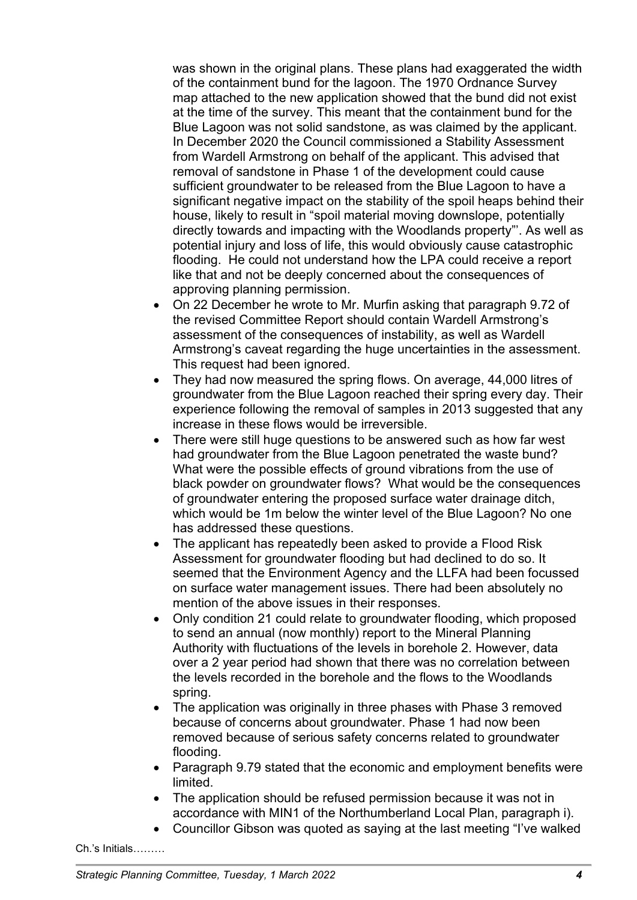was shown in the original plans. These plans had exaggerated the width of the containment bund for the lagoon. The 1970 Ordnance Survey map attached to the new application showed that the bund did not exist at the time of the survey. This meant that the containment bund for the Blue Lagoon was not solid sandstone, as was claimed by the applicant. In December 2020 the Council commissioned a Stability Assessment from Wardell Armstrong on behalf of the applicant. This advised that removal of sandstone in Phase 1 of the development could cause sufficient groundwater to be released from the Blue Lagoon to have a significant negative impact on the stability of the spoil heaps behind their house, likely to result in "spoil material moving downslope, potentially directly towards and impacting with the Woodlands property"'. As well as potential injury and loss of life, this would obviously cause catastrophic flooding. He could not understand how the LPA could receive a report like that and not be deeply concerned about the consequences of approving planning permission.

- On 22 December he wrote to Mr. Murfin asking that paragraph 9.72 of the revised Committee Report should contain Wardell Armstrong's assessment of the consequences of instability, as well as Wardell Armstrong's caveat regarding the huge uncertainties in the assessment. This request had been ignored.
- They had now measured the spring flows. On average, 44,000 litres of groundwater from the Blue Lagoon reached their spring every day. Their experience following the removal of samples in 2013 suggested that any increase in these flows would be irreversible.
- There were still huge questions to be answered such as how far west had groundwater from the Blue Lagoon penetrated the waste bund? What were the possible effects of ground vibrations from the use of black powder on groundwater flows? What would be the consequences of groundwater entering the proposed surface water drainage ditch, which would be 1m below the winter level of the Blue Lagoon? No one has addressed these questions.
- The applicant has repeatedly been asked to provide a Flood Risk Assessment for groundwater flooding but had declined to do so. It seemed that the Environment Agency and the LLFA had been focussed on surface water management issues. There had been absolutely no mention of the above issues in their responses.
- Only condition 21 could relate to groundwater flooding, which proposed to send an annual (now monthly) report to the Mineral Planning Authority with fluctuations of the levels in borehole 2. However, data over a 2 year period had shown that there was no correlation between the levels recorded in the borehole and the flows to the Woodlands spring.
- The application was originally in three phases with Phase 3 removed because of concerns about groundwater. Phase 1 had now been removed because of serious safety concerns related to groundwater flooding.
- Paragraph 9.79 stated that the economic and employment benefits were limited.
- The application should be refused permission because it was not in accordance with MIN1 of the Northumberland Local Plan, paragraph i).
- Councillor Gibson was quoted as saying at the last meeting "I've walked

Ch.'s Initials………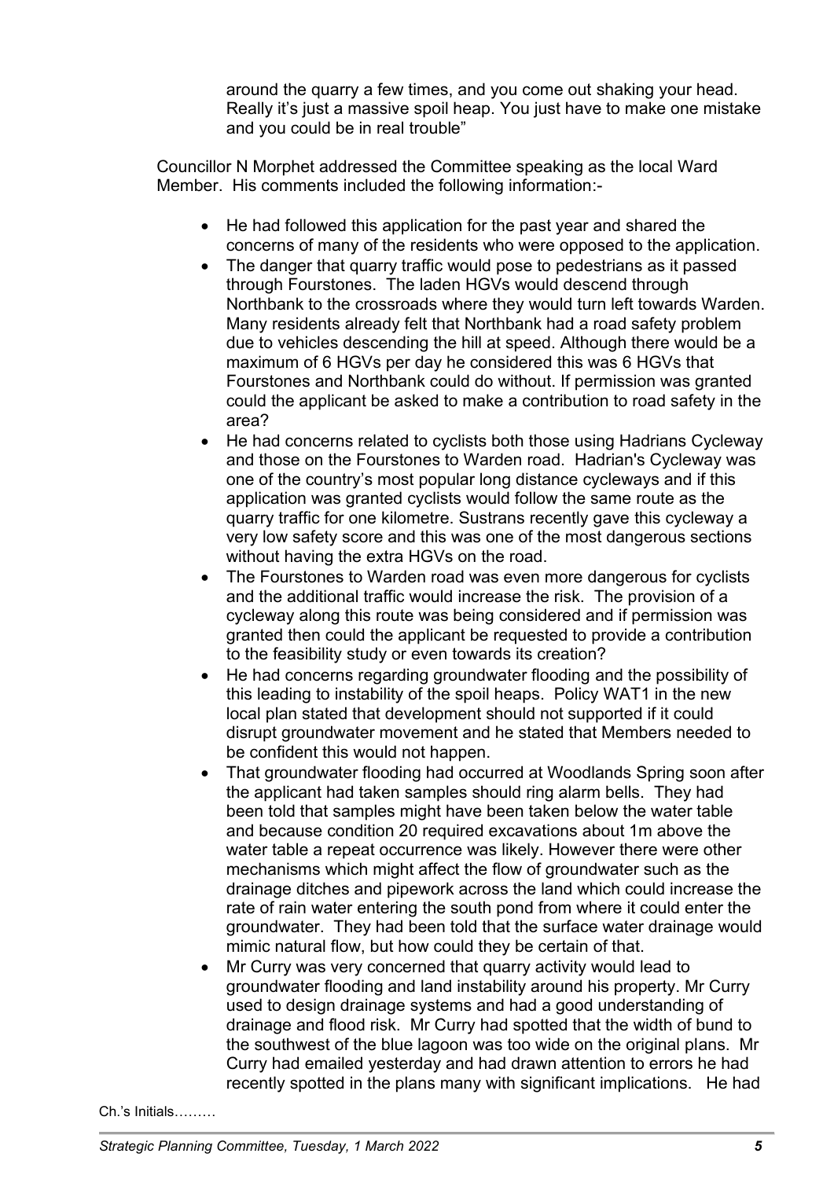around the quarry a few times, and you come out shaking your head. Really it's just a massive spoil heap. You just have to make one mistake and you could be in real trouble"

Councillor N Morphet addressed the Committee speaking as the local Ward Member. His comments included the following information:-

- He had followed this application for the past year and shared the concerns of many of the residents who were opposed to the application.
- The danger that quarry traffic would pose to pedestrians as it passed through Fourstones. The laden HGVs would descend through Northbank to the crossroads where they would turn left towards Warden. Many residents already felt that Northbank had a road safety problem due to vehicles descending the hill at speed. Although there would be a maximum of 6 HGVs per day he considered this was 6 HGVs that Fourstones and Northbank could do without. If permission was granted could the applicant be asked to make a contribution to road safety in the area?
- He had concerns related to cyclists both those using Hadrians Cycleway and those on the Fourstones to Warden road. Hadrian's Cycleway was one of the country's most popular long distance cycleways and if this application was granted cyclists would follow the same route as the quarry traffic for one kilometre. Sustrans recently gave this cycleway a very low safety score and this was one of the most dangerous sections without having the extra HGVs on the road.
- The Fourstones to Warden road was even more dangerous for cyclists and the additional traffic would increase the risk. The provision of a cycleway along this route was being considered and if permission was granted then could the applicant be requested to provide a contribution to the feasibility study or even towards its creation?
- He had concerns regarding groundwater flooding and the possibility of this leading to instability of the spoil heaps. Policy WAT1 in the new local plan stated that development should not supported if it could disrupt groundwater movement and he stated that Members needed to be confident this would not happen.
- That groundwater flooding had occurred at Woodlands Spring soon after the applicant had taken samples should ring alarm bells. They had been told that samples might have been taken below the water table and because condition 20 required excavations about 1m above the water table a repeat occurrence was likely. However there were other mechanisms which might affect the flow of groundwater such as the drainage ditches and pipework across the land which could increase the rate of rain water entering the south pond from where it could enter the groundwater. They had been told that the surface water drainage would mimic natural flow, but how could they be certain of that.
- Mr Curry was very concerned that quarry activity would lead to groundwater flooding and land instability around his property. Mr Curry used to design drainage systems and had a good understanding of drainage and flood risk. Mr Curry had spotted that the width of bund to the southwest of the blue lagoon was too wide on the original plans. Mr Curry had emailed yesterday and had drawn attention to errors he had recently spotted in the plans many with significant implications. He had

Ch.'s Initials………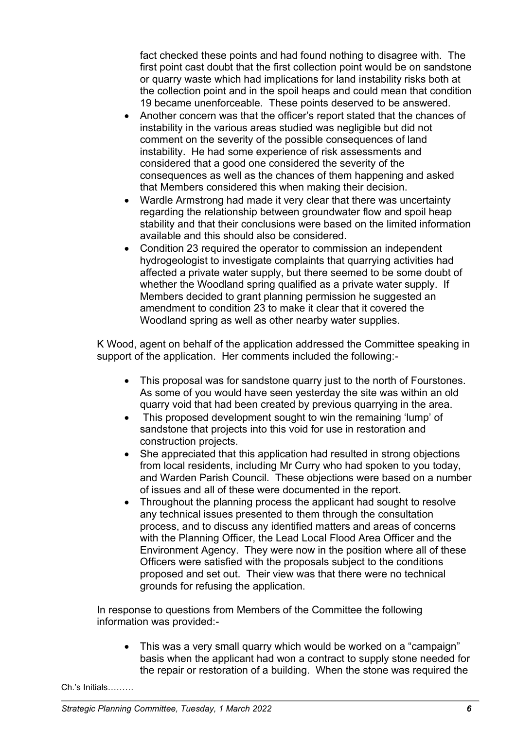fact checked these points and had found nothing to disagree with. The first point cast doubt that the first collection point would be on sandstone or quarry waste which had implications for land instability risks both at the collection point and in the spoil heaps and could mean that condition 19 became unenforceable. These points deserved to be answered.

- Another concern was that the officer's report stated that the chances of instability in the various areas studied was negligible but did not comment on the severity of the possible consequences of land instability. He had some experience of risk assessments and considered that a good one considered the severity of the consequences as well as the chances of them happening and asked that Members considered this when making their decision.
- Wardle Armstrong had made it very clear that there was uncertainty regarding the relationship between groundwater flow and spoil heap stability and that their conclusions were based on the limited information available and this should also be considered.
- Condition 23 required the operator to commission an independent hydrogeologist to investigate complaints that quarrying activities had affected a private water supply, but there seemed to be some doubt of whether the Woodland spring qualified as a private water supply. If Members decided to grant planning permission he suggested an amendment to condition 23 to make it clear that it covered the Woodland spring as well as other nearby water supplies.

K Wood, agent on behalf of the application addressed the Committee speaking in support of the application. Her comments included the following:-

- This proposal was for sandstone quarry just to the north of Fourstones. As some of you would have seen yesterday the site was within an old quarry void that had been created by previous quarrying in the area.
- This proposed development sought to win the remaining 'lump' of sandstone that projects into this void for use in restoration and construction projects.
- She appreciated that this application had resulted in strong objections from local residents, including Mr Curry who had spoken to you today, and Warden Parish Council. These objections were based on a number of issues and all of these were documented in the report.
- Throughout the planning process the applicant had sought to resolve any technical issues presented to them through the consultation process, and to discuss any identified matters and areas of concerns with the Planning Officer, the Lead Local Flood Area Officer and the Environment Agency. They were now in the position where all of these Officers were satisfied with the proposals subject to the conditions proposed and set out. Their view was that there were no technical grounds for refusing the application.

In response to questions from Members of the Committee the following information was provided:-

- This was a very small quarry which would be worked on a "campaign" basis when the applicant had won a contract to supply stone needed for the repair or restoration of a building. When the stone was required the

Ch.'s Initials………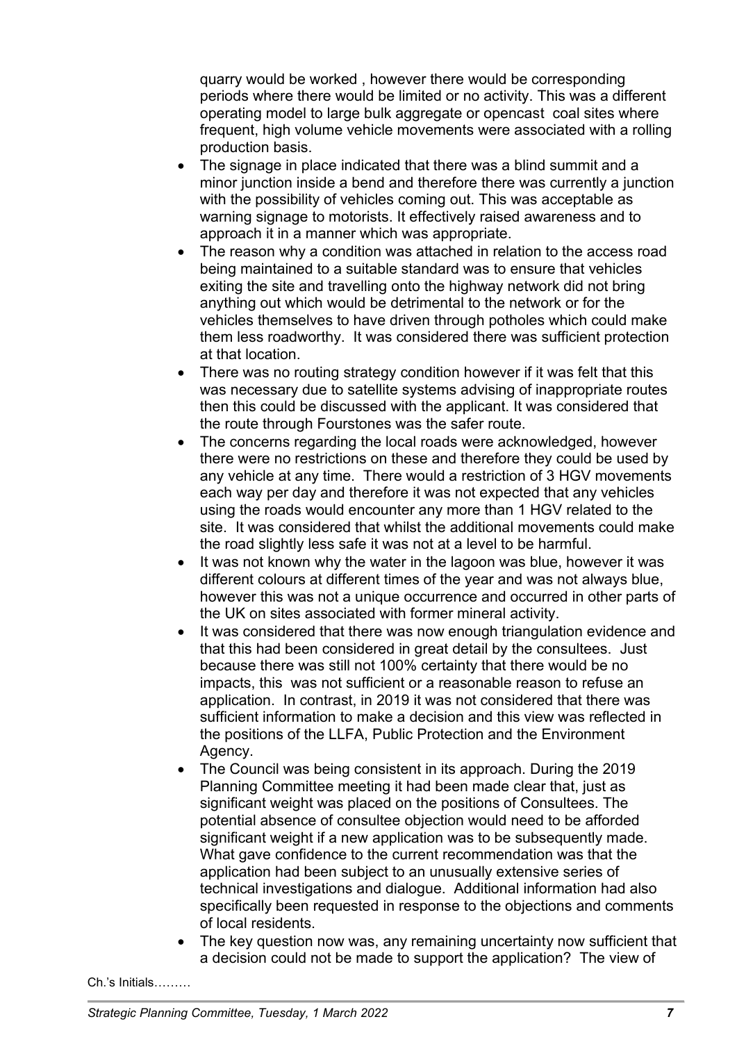quarry would be worked , however there would be corresponding periods where there would be limited or no activity. This was a different operating model to large bulk aggregate or opencast coal sites where frequent, high volume vehicle movements were associated with a rolling production basis.

- The signage in place indicated that there was a blind summit and a minor junction inside a bend and therefore there was currently a junction with the possibility of vehicles coming out. This was acceptable as warning signage to motorists. It effectively raised awareness and to approach it in a manner which was appropriate.
- The reason why a condition was attached in relation to the access road being maintained to a suitable standard was to ensure that vehicles exiting the site and travelling onto the highway network did not bring anything out which would be detrimental to the network or for the vehicles themselves to have driven through potholes which could make them less roadworthy. It was considered there was sufficient protection at that location.
- There was no routing strategy condition however if it was felt that this was necessary due to satellite systems advising of inappropriate routes then this could be discussed with the applicant. It was considered that the route through Fourstones was the safer route.
- The concerns regarding the local roads were acknowledged, however there were no restrictions on these and therefore they could be used by any vehicle at any time. There would a restriction of 3 HGV movements each way per day and therefore it was not expected that any vehicles using the roads would encounter any more than 1 HGV related to the site. It was considered that whilst the additional movements could make the road slightly less safe it was not at a level to be harmful.
- It was not known why the water in the lagoon was blue, however it was different colours at different times of the year and was not always blue, however this was not a unique occurrence and occurred in other parts of the UK on sites associated with former mineral activity.
- It was considered that there was now enough triangulation evidence and that this had been considered in great detail by the consultees. Just because there was still not 100% certainty that there would be no impacts, this was not sufficient or a reasonable reason to refuse an application. In contrast, in 2019 it was not considered that there was sufficient information to make a decision and this view was reflected in the positions of the LLFA, Public Protection and the Environment Agency.
- The Council was being consistent in its approach. During the 2019 Planning Committee meeting it had been made clear that, just as significant weight was placed on the positions of Consultees. The potential absence of consultee objection would need to be afforded significant weight if a new application was to be subsequently made. What gave confidence to the current recommendation was that the application had been subject to an unusually extensive series of technical investigations and dialogue. Additional information had also specifically been requested in response to the objections and comments of local residents.
- The key question now was, any remaining uncertainty now sufficient that a decision could not be made to support the application? The view of

Ch.'s Initials………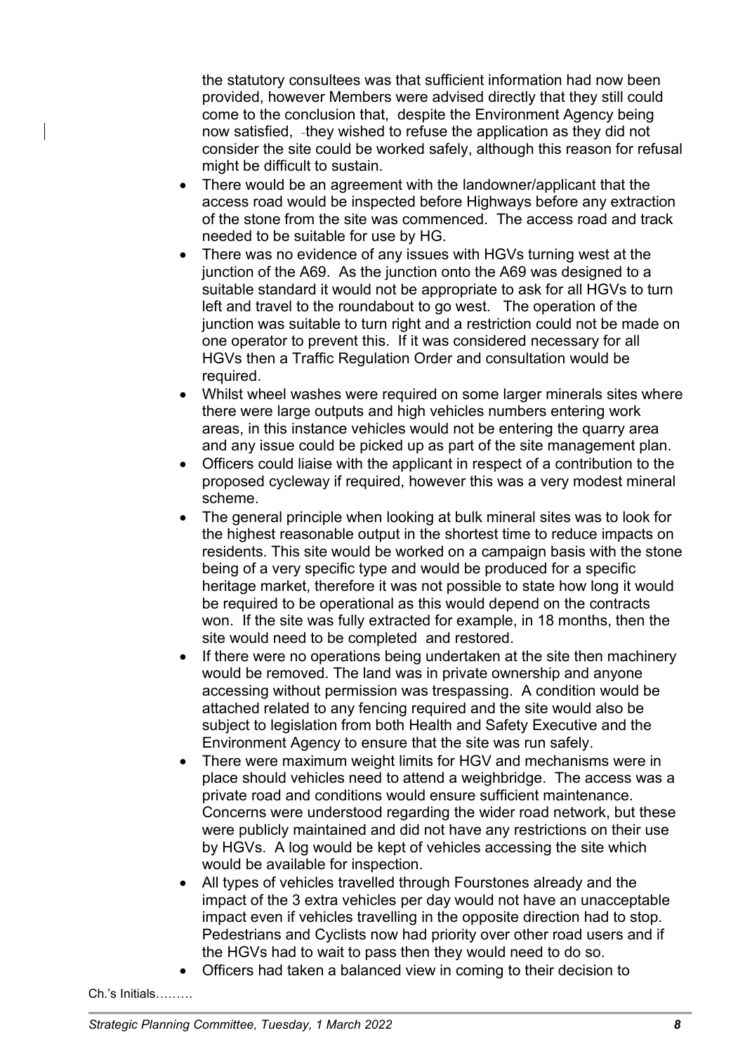the statutory consultees was that sufficient information had now been provided, however Members were advised directly that they still could come to the conclusion that, despite the Environment Agency being now satisfied, they wished to refuse the application as they did not consider the site could be worked safely, although this reason for refusal might be difficult to sustain.

- There would be an agreement with the landowner/applicant that the access road would be inspected before Highways before any extraction of the stone from the site was commenced. The access road and track needed to be suitable for use by HG.
- There was no evidence of any issues with HGVs turning west at the junction of the A69. As the junction onto the A69 was designed to a suitable standard it would not be appropriate to ask for all HGVs to turn left and travel to the roundabout to go west. The operation of the junction was suitable to turn right and a restriction could not be made on one operator to prevent this. If it was considered necessary for all HGVs then a Traffic Regulation Order and consultation would be required.
- Whilst wheel washes were required on some larger minerals sites where there were large outputs and high vehicles numbers entering work areas, in this instance vehicles would not be entering the quarry area and any issue could be picked up as part of the site management plan.
- Officers could liaise with the applicant in respect of a contribution to the proposed cycleway if required, however this was a very modest mineral scheme.
- The general principle when looking at bulk mineral sites was to look for the highest reasonable output in the shortest time to reduce impacts on residents. This site would be worked on a campaign basis with the stone being of a very specific type and would be produced for a specific heritage market, therefore it was not possible to state how long it would be required to be operational as this would depend on the contracts won. If the site was fully extracted for example, in 18 months, then the site would need to be completed and restored.
- If there were no operations being undertaken at the site then machinery would be removed. The land was in private ownership and anyone accessing without permission was trespassing. A condition would be attached related to any fencing required and the site would also be subject to legislation from both Health and Safety Executive and the Environment Agency to ensure that the site was run safely.
- There were maximum weight limits for HGV and mechanisms were in place should vehicles need to attend a weighbridge. The access was a private road and conditions would ensure sufficient maintenance. Concerns were understood regarding the wider road network, but these were publicly maintained and did not have any restrictions on their use by HGVs. A log would be kept of vehicles accessing the site which would be available for inspection.
- All types of vehicles travelled through Fourstones already and the impact of the 3 extra vehicles per day would not have an unacceptable impact even if vehicles travelling in the opposite direction had to stop. Pedestrians and Cyclists now had priority over other road users and if the HGVs had to wait to pass then they would need to do so.
- Officers had taken a balanced view in coming to their decision to

Ch.'s Initials………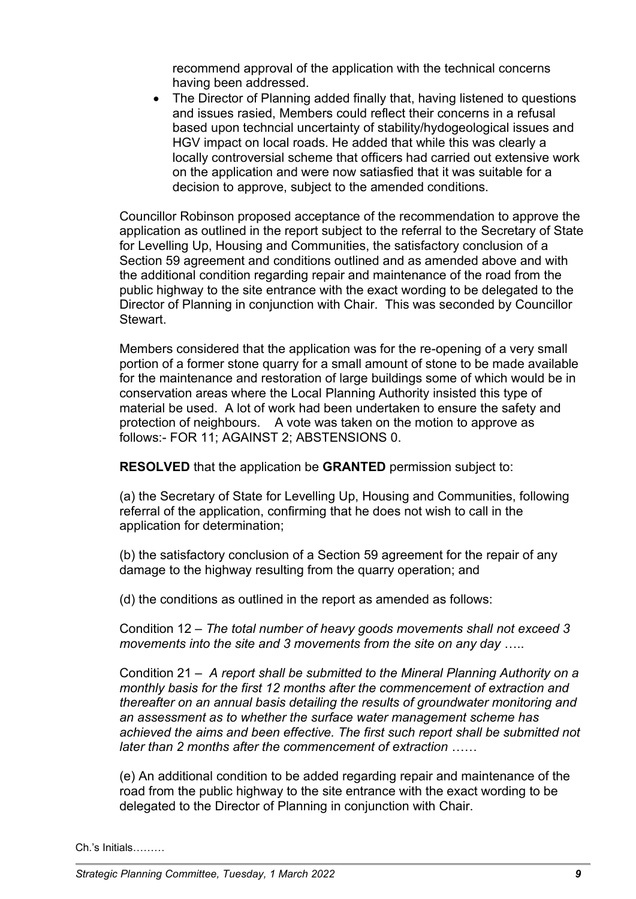recommend approval of the application with the technical concerns having been addressed.

- The Director of Planning added finally that, having listened to questions and issues rasied, Members could reflect their concerns in a refusal based upon techncial uncertainty of stability/hydogeological issues and HGV impact on local roads. He added that while this was clearly a locally controversial scheme that officers had carried out extensive work on the application and were now satiasfied that it was suitable for a decision to approve, subject to the amended conditions.

Councillor Robinson proposed acceptance of the recommendation to approve the application as outlined in the report subject to the referral to the Secretary of State for Levelling Up, Housing and Communities, the satisfactory conclusion of a Section 59 agreement and conditions outlined and as amended above and with the additional condition regarding repair and maintenance of the road from the public highway to the site entrance with the exact wording to be delegated to the Director of Planning in conjunction with Chair. This was seconded by Councillor Stewart.

Members considered that the application was for the re-opening of a very small portion of a former stone quarry for a small amount of stone to be made available for the maintenance and restoration of large buildings some of which would be in conservation areas where the Local Planning Authority insisted this type of material be used. A lot of work had been undertaken to ensure the safety and protection of neighbours. A vote was taken on the motion to approve as follows:- FOR 11; AGAINST 2; ABSTENSIONS 0.

**RESOLVED** that the application be **GRANTED** permission subject to:

(a) the Secretary of State for Levelling Up, Housing and Communities, following referral of the application, confirming that he does not wish to call in the application for determination;

(b) the satisfactory conclusion of a Section 59 agreement for the repair of any damage to the highway resulting from the quarry operation; and

(d) the conditions as outlined in the report as amended as follows:

Condition 12 – *The total number of heavy goods movements shall not exceed 3 movements into the site and 3 movements from the site on any day* …..

Condition 21 – *A report shall be submitted to the Mineral Planning Authority on a monthly basis for the first 12 months after the commencement of extraction and thereafter on an annual basis detailing the results of groundwater monitoring and an assessment as to whether the surface water management scheme has achieved the aims and been effective. The first such report shall be submitted not later than 2 months after the commencement of extraction* ……

(e) An additional condition to be added regarding repair and maintenance of the road from the public highway to the site entrance with the exact wording to be delegated to the Director of Planning in conjunction with Chair.

Ch.'s Initials………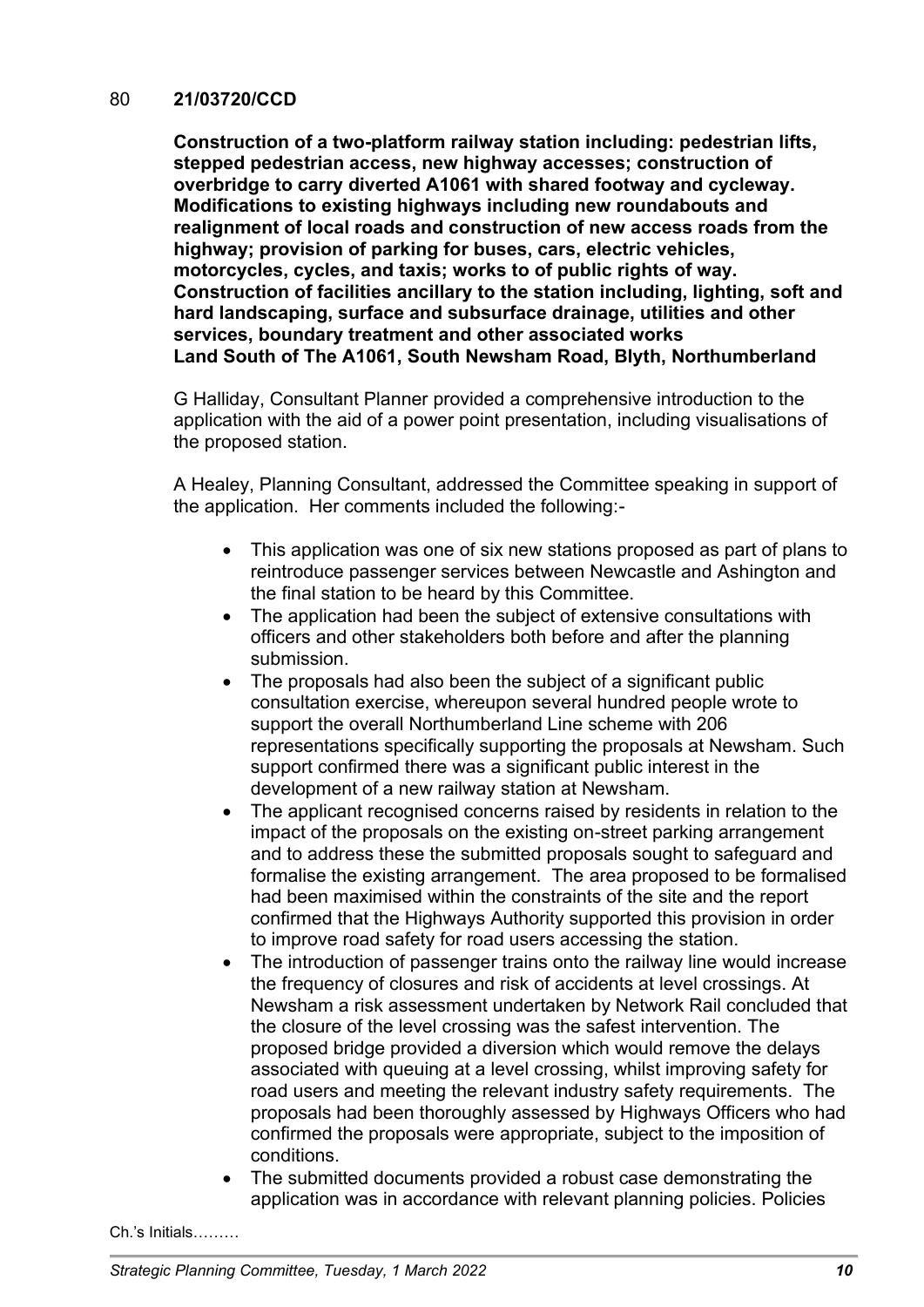80 **21/03720/CCD**

**Construction of a two-platform railway station including: pedestrian lifts, stepped pedestrian access, new highway accesses; construction of overbridge to carry diverted A1061 with shared footway and cycleway. Modifications to existing highways including new roundabouts and realignment of local roads and construction of new access roads from the highway; provision of parking for buses, cars, electric vehicles, motorcycles, cycles, and taxis; works to of public rights of way. Construction of facilities ancillary to the station including, lighting, soft and hard landscaping, surface and subsurface drainage, utilities and other services, boundary treatment and other associated works**
**Land South of The A1061, South Newsham Road, Blyth, Northumberland**

G Halliday, Consultant Planner provided a comprehensive introduction to the application with the aid of a power point presentation, including visualisations of the proposed station.

A Healey, Planning Consultant, addressed the Committee speaking in support of the application. Her comments included the following:-

- This application was one of six new stations proposed as part of plans to reintroduce passenger services between Newcastle and Ashington and the final station to be heard by this Committee.
- The application had been the subject of extensive consultations with officers and other stakeholders both before and after the planning submission.
- The proposals had also been the subject of a significant public consultation exercise, whereupon several hundred people wrote to support the overall Northumberland Line scheme with 206 representations specifically supporting the proposals at Newsham. Such support confirmed there was a significant public interest in the development of a new railway station at Newsham.
- The applicant recognised concerns raised by residents in relation to the impact of the proposals on the existing on-street parking arrangement and to address these the submitted proposals sought to safeguard and formalise the existing arrangement. The area proposed to be formalised had been maximised within the constraints of the site and the report confirmed that the Highways Authority supported this provision in order to improve road safety for road users accessing the station.
- The introduction of passenger trains onto the railway line would increase the frequency of closures and risk of accidents at level crossings. At Newsham a risk assessment undertaken by Network Rail concluded that the closure of the level crossing was the safest intervention. The proposed bridge provided a diversion which would remove the delays associated with queuing at a level crossing, whilst improving safety for road users and meeting the relevant industry safety requirements. The proposals had been thoroughly assessed by Highways Officers who had confirmed the proposals were appropriate, subject to the imposition of conditions.
- The submitted documents provided a robust case demonstrating the application was in accordance with relevant planning policies. Policies

Ch.'s Initials………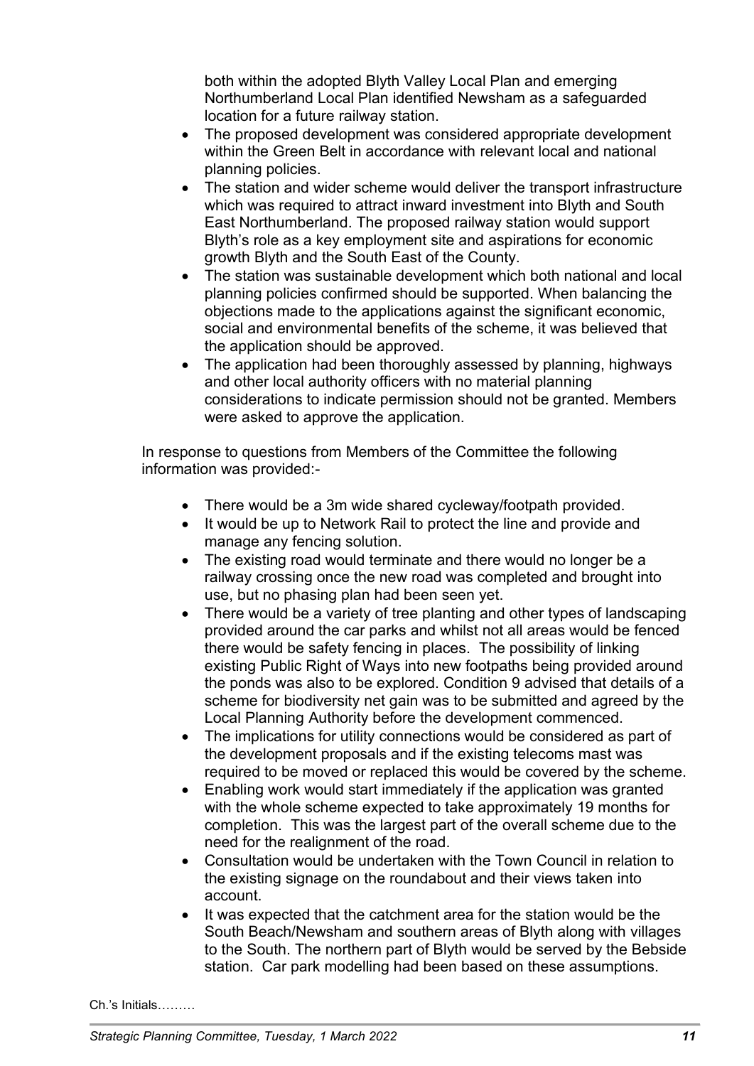both within the adopted Blyth Valley Local Plan and emerging Northumberland Local Plan identified Newsham as a safeguarded location for a future railway station.

- The proposed development was considered appropriate development within the Green Belt in accordance with relevant local and national planning policies.
- The station and wider scheme would deliver the transport infrastructure which was required to attract inward investment into Blyth and South East Northumberland. The proposed railway station would support Blyth's role as a key employment site and aspirations for economic growth Blyth and the South East of the County.
- The station was sustainable development which both national and local planning policies confirmed should be supported. When balancing the objections made to the applications against the significant economic, social and environmental benefits of the scheme, it was believed that the application should be approved.
- The application had been thoroughly assessed by planning, highways and other local authority officers with no material planning considerations to indicate permission should not be granted. Members were asked to approve the application.

In response to questions from Members of the Committee the following information was provided:-

- There would be a 3m wide shared cycleway/footpath provided.
- It would be up to Network Rail to protect the line and provide and manage any fencing solution.
- The existing road would terminate and there would no longer be a railway crossing once the new road was completed and brought into use, but no phasing plan had been seen yet.
- There would be a variety of tree planting and other types of landscaping provided around the car parks and whilst not all areas would be fenced there would be safety fencing in places. The possibility of linking existing Public Right of Ways into new footpaths being provided around the ponds was also to be explored. Condition 9 advised that details of a scheme for biodiversity net gain was to be submitted and agreed by the Local Planning Authority before the development commenced.
- The implications for utility connections would be considered as part of the development proposals and if the existing telecoms mast was required to be moved or replaced this would be covered by the scheme.
- Enabling work would start immediately if the application was granted with the whole scheme expected to take approximately 19 months for completion. This was the largest part of the overall scheme due to the need for the realignment of the road.
- Consultation would be undertaken with the Town Council in relation to the existing signage on the roundabout and their views taken into account.
- It was expected that the catchment area for the station would be the South Beach/Newsham and southern areas of Blyth along with villages to the South. The northern part of Blyth would be served by the Bebside station. Car park modelling had been based on these assumptions.

Ch.'s Initials………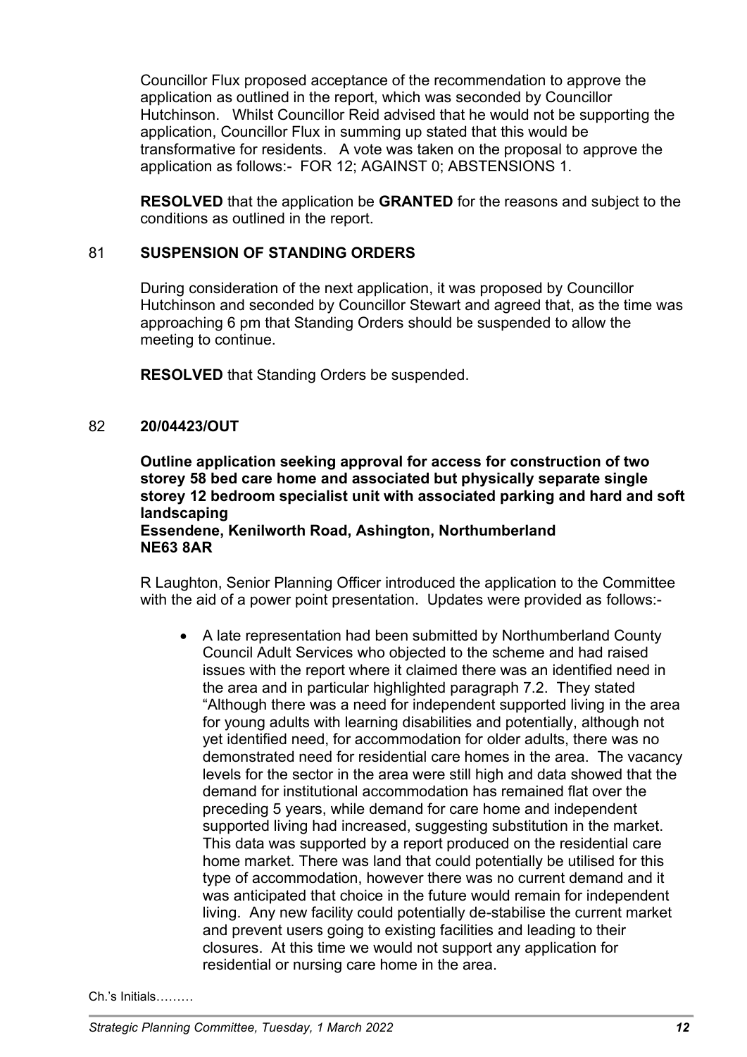Councillor Flux proposed acceptance of the recommendation to approve the application as outlined in the report, which was seconded by Councillor Hutchinson. Whilst Councillor Reid advised that he would not be supporting the application, Councillor Flux in summing up stated that this would be transformative for residents. A vote was taken on the proposal to approve the application as follows:- FOR 12; AGAINST 0; ABSTENSIONS 1.

**RESOLVED** that the application be **GRANTED** for the reasons and subject to the conditions as outlined in the report.

## 81 SUSPENSION OF STANDING ORDERS

During consideration of the next application, it was proposed by Councillor Hutchinson and seconded by Councillor Stewart and agreed that, as the time was approaching 6 pm that Standing Orders should be suspended to allow the meeting to continue.

**RESOLVED** that Standing Orders be suspended.

## 82 20/04423/OUT

**Outline application seeking approval for access for construction of two storey 58 bed care home and associated but physically separate single storey 12 bedroom specialist unit with associated parking and hard and soft landscaping**
**Essendene, Kenilworth Road, Ashington, Northumberland NE63 8AR**

R Laughton, Senior Planning Officer introduced the application to the Committee with the aid of a power point presentation. Updates were provided as follows:-

- A late representation had been submitted by Northumberland County Council Adult Services who objected to the scheme and had raised issues with the report where it claimed there was an identified need in the area and in particular highlighted paragraph 7.2. They stated "Although there was a need for independent supported living in the area for young adults with learning disabilities and potentially, although not yet identified need, for accommodation for older adults, there was no demonstrated need for residential care homes in the area. The vacancy levels for the sector in the area were still high and data showed that the demand for institutional accommodation has remained flat over the preceding 5 years, while demand for care home and independent supported living had increased, suggesting substitution in the market. This data was supported by a report produced on the residential care home market. There was land that could potentially be utilised for this type of accommodation, however there was no current demand and it was anticipated that choice in the future would remain for independent living. Any new facility could potentially de-stabilise the current market and prevent users going to existing facilities and leading to their closures. At this time we would not support any application for residential or nursing care home in the area.

Ch.'s Initials………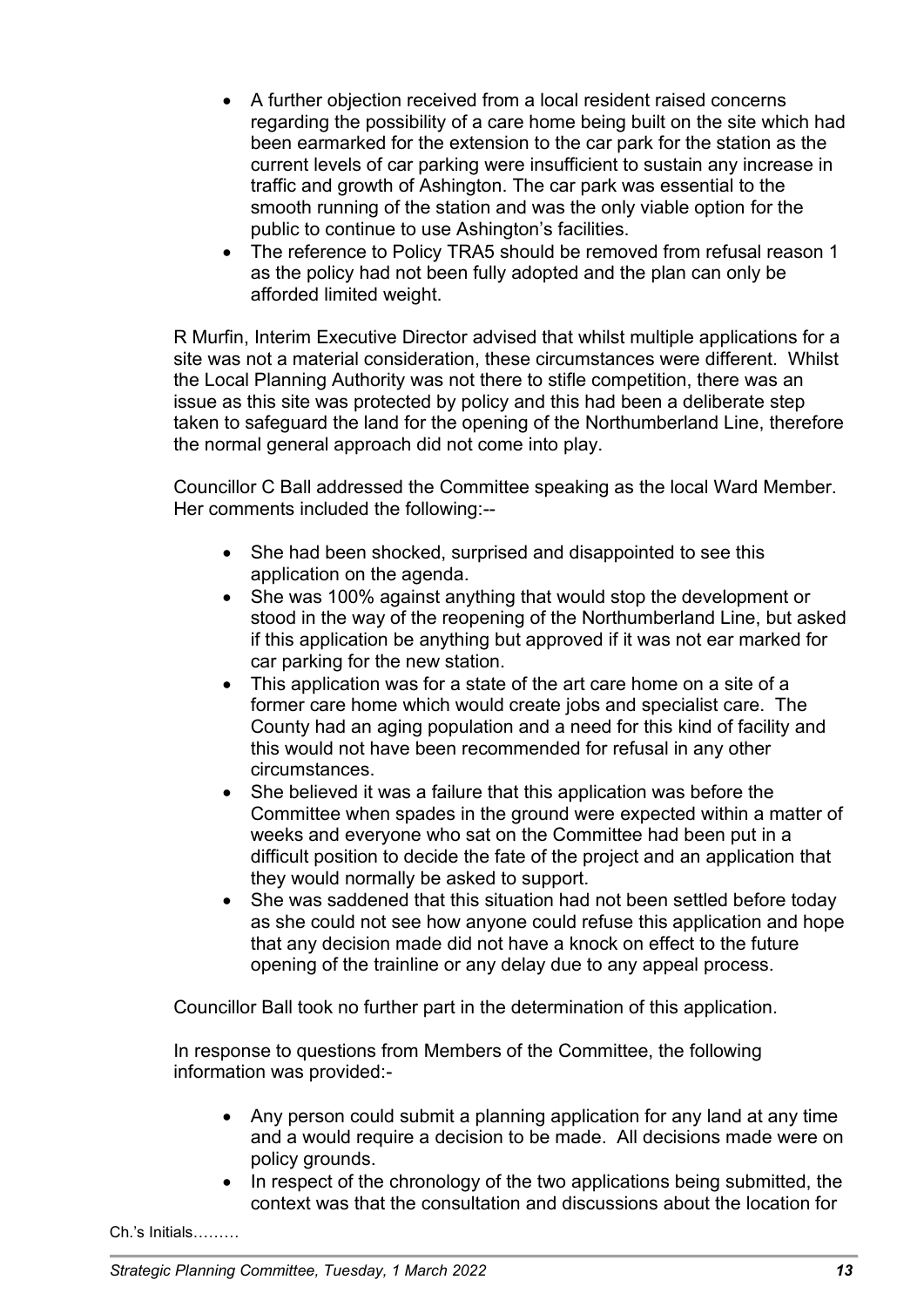- A further objection received from a local resident raised concerns regarding the possibility of a care home being built on the site which had been earmarked for the extension to the car park for the station as the current levels of car parking were insufficient to sustain any increase in traffic and growth of Ashington. The car park was essential to the smooth running of the station and was the only viable option for the public to continue to use Ashington's facilities.
- The reference to Policy TRA5 should be removed from refusal reason 1 as the policy had not been fully adopted and the plan can only be afforded limited weight.

R Murfin, Interim Executive Director advised that whilst multiple applications for a site was not a material consideration, these circumstances were different. Whilst the Local Planning Authority was not there to stifle competition, there was an issue as this site was protected by policy and this had been a deliberate step taken to safeguard the land for the opening of the Northumberland Line, therefore the normal general approach did not come into play.

Councillor C Ball addressed the Committee speaking as the local Ward Member. Her comments included the following:--

- She had been shocked, surprised and disappointed to see this application on the agenda.
- She was 100% against anything that would stop the development or stood in the way of the reopening of the Northumberland Line, but asked if this application be anything but approved if it was not ear marked for car parking for the new station.
- This application was for a state of the art care home on a site of a former care home which would create jobs and specialist care. The County had an aging population and a need for this kind of facility and this would not have been recommended for refusal in any other circumstances.
- She believed it was a failure that this application was before the Committee when spades in the ground were expected within a matter of weeks and everyone who sat on the Committee had been put in a difficult position to decide the fate of the project and an application that they would normally be asked to support.
- She was saddened that this situation had not been settled before today as she could not see how anyone could refuse this application and hope that any decision made did not have a knock on effect to the future opening of the trainline or any delay due to any appeal process.

Councillor Ball took no further part in the determination of this application.

In response to questions from Members of the Committee, the following information was provided:-

- Any person could submit a planning application for any land at any time and a would require a decision to be made. All decisions made were on policy grounds.
- In respect of the chronology of the two applications being submitted, the context was that the consultation and discussions about the location for

Ch.'s Initials………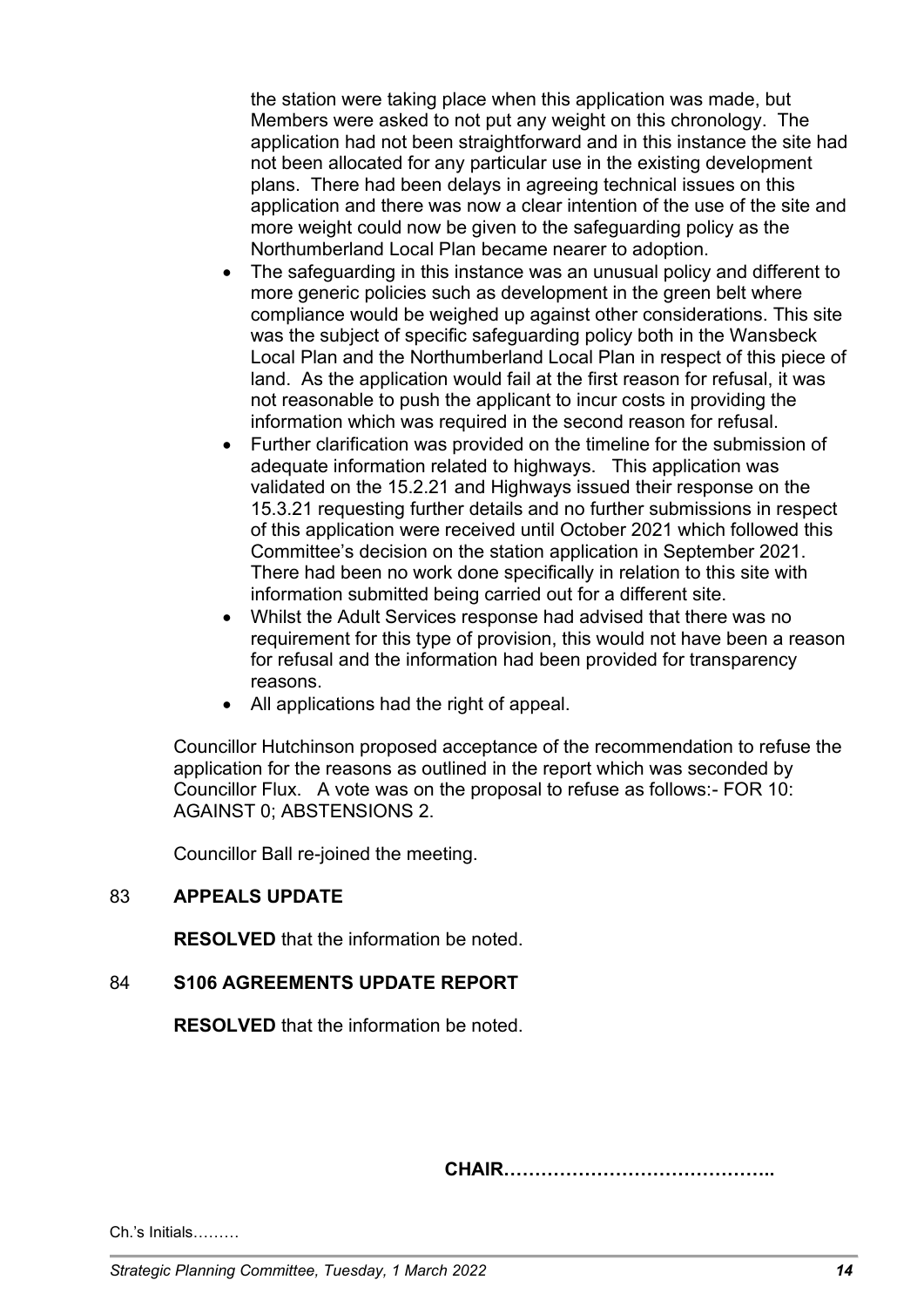the station were taking place when this application was made, but Members were asked to not put any weight on this chronology. The application had not been straightforward and in this instance the site had not been allocated for any particular use in the existing development plans. There had been delays in agreeing technical issues on this application and there was now a clear intention of the use of the site and more weight could now be given to the safeguarding policy as the Northumberland Local Plan became nearer to adoption.

- The safeguarding in this instance was an unusual policy and different to more generic policies such as development in the green belt where compliance would be weighed up against other considerations. This site was the subject of specific safeguarding policy both in the Wansbeck Local Plan and the Northumberland Local Plan in respect of this piece of land. As the application would fail at the first reason for refusal, it was not reasonable to push the applicant to incur costs in providing the information which was required in the second reason for refusal.
- Further clarification was provided on the timeline for the submission of adequate information related to highways. This application was validated on the 15.2.21 and Highways issued their response on the 15.3.21 requesting further details and no further submissions in respect of this application were received until October 2021 which followed this Committee's decision on the station application in September 2021. There had been no work done specifically in relation to this site with information submitted being carried out for a different site.
- Whilst the Adult Services response had advised that there was no requirement for this type of provision, this would not have been a reason for refusal and the information had been provided for transparency reasons.
- All applications had the right of appeal.

Councillor Hutchinson proposed acceptance of the recommendation to refuse the application for the reasons as outlined in the report which was seconded by Councillor Flux. A vote was on the proposal to refuse as follows:- FOR 10: AGAINST 0; ABSTENSIONS 2.

Councillor Ball re-joined the meeting.

## 83 APPEALS UPDATE

**RESOLVED** that the information be noted.

## 84 S106 AGREEMENTS UPDATE REPORT

**RESOLVED** that the information be noted.

**CHAIR……………………………………..**

Ch.'s Initials………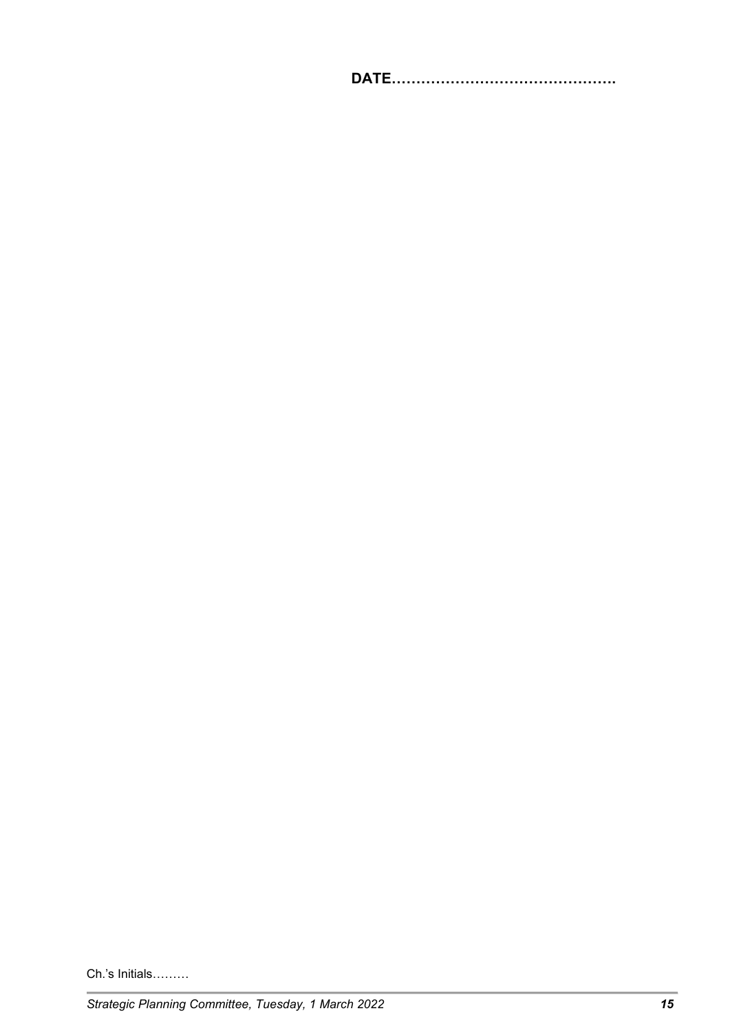**DATE……………………………………….**

Ch.'s Initials………